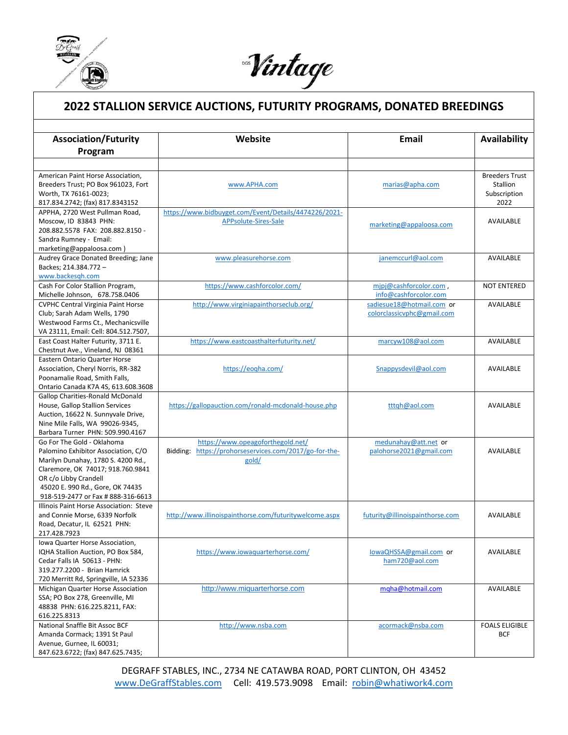# 2022 STALLION SERVICE AUCTIONS, FUTURITY PROGRAMS, DONATED BREEDINGS

| Association/Futurity Program | Website | Email | Availability |
|---|---|---|---|
| | | | |
| American Paint Horse Association, Breeders Trust; PO Box 961023, Fort Worth, TX 76161-0023; 817.834.2742; (fax) 817.8343152 | www.APHA.com | marias@apha.com | Breeders Trust Stallion Subscription 2022 |
| APPHA, 2720 West Pullman Road, Moscow, ID 83843 PHN: 208.882.5578 FAX: 208.882.8150 - Sandra Rumney - Email: marketing@appaloosa.com ) | https://www.bidbuyget.com/Event/Details/4474226/2021-APPsolute-Sires-Sale | marketing@appaloosa.com | AVAILABLE |
| Audrey Grace Donated Breeding; Jane Backes; 214.384.772 – www.backesqh.com | www.pleasurehorse.com | janemccurl@aol.com | AVAILABLE |
| Cash For Color Stallion Program, Michelle Johnson, 678.758.0406 | https://www.cashforcolor.com/ | mjpj@cashforcolor.com , info@cashforcolor.com | NOT ENTERED |
| CVPHC Central Virginia Paint Horse Club; Sarah Adam Wells, 1790 Westwood Farms Ct., Mechanicsville VA 23111, Email: Cell: 804.512.7507, | http://www.virginiapainthorseclub.org/ | sadiesue18@hotmail.com or colorclassicvphc@gmail.com | AVAILABLE |
| East Coast Halter Futurity, 3711 E. Chestnut Ave., Vineland, NJ 08361 | https://www.eastcoasthalterfuturity.net/ | marcyw108@aol.com | AVAILABLE |
| Eastern Ontario Quarter Horse Association, Cheryl Norris, RR-382 Poonamalie Road, Smith Falls, Ontario Canada K7A 4S, 613.608.3608 | https://eoqha.com/ | Snappysdevil@aol.com | AVAILABLE |
| Gallop Charities-Ronald McDonald House, Gallop Stallion Services Auction, 16622 N. Sunnyvale Drive, Nine Mile Falls, WA 99026-9345, Barbara Turner PHN: 509.990.4167 | https://gallopauction.com/ronald-mcdonald-house.php | tttqh@aol.com | AVAILABLE |
| Go For The Gold - Oklahoma Palomino Exhibitor Association, C/O Marilyn Dunahay, 1780 S. 4200 Rd., Claremore, OK 74017; 918.760.9841 OR c/o Libby Crandell 45020 E. 990 Rd., Gore, OK 74435 918-519-2477 or Fax # 888-316-6613 | https://www.opeagoforthegold.net/ Bidding: https://prohorseservices.com/2017/go-for-the-gold/ | medunahay@att.net or palohorse2021@gmail.com | AVAILABLE |
| Illinois Paint Horse Association: Steve and Connie Morse, 6339 Norfolk Road, Decatur, IL 62521 PHN: 217.428.7923 | http://www.illinoispainthorse.com/futuritywelcome.aspx | futurity@illinoispainthorse.com | AVAILABLE |
| Iowa Quarter Horse Association, IQHA Stallion Auction, PO Box 584, Cedar Falls IA 50613 - PHN: 319.277.2200 - Brian Hamrick 720 Merritt Rd, Springville, IA 52336 | https://www.iowaquarterhorse.com/ | IowaQHSSA@gmail.com or ham720@aol.com | AVAILABLE |
| Michigan Quarter Horse Association SSA; PO Box 278, Greenville, MI 48838 PHN: 616.225.8211, FAX: 616.225.8313 | http://www.miquarterhorse.com | mqha@hotmail.com | AVAILABLE |
| National Snaffle Bit Assoc BCF Amanda Cormack; 1391 St Paul Avenue, Gurnee, IL 60031; 847.623.6722; (fax) 847.625.7435; | http://www.nsba.com | acormack@nsba.com | FOALS ELIGIBLE BCF |

DEGRAFF STABLES, INC., 2734 NE CATAWBA ROAD, PORT CLINTON, OH 43452
www.DeGraffStables.com Cell: 419.573.9098 Email: robin@whatiwork4.com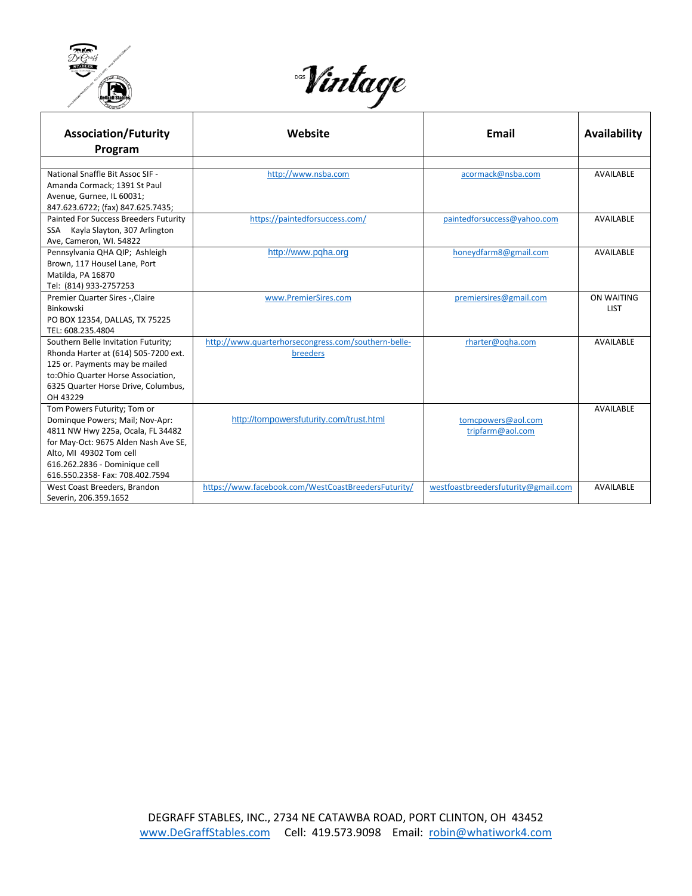| Association/Futurity Program | Website | Email | Availability |
|---|---|---|---|
| | | | |
| National Snaffle Bit Assoc SIF - Amanda Cormack; 1391 St Paul Avenue, Gurnee, IL 60031; 847.623.6722; (fax) 847.625.7435; | http://www.nsba.com | acormack@nsba.com | AVAILABLE |
| Painted For Success Breeders Futurity SSA Kayla Slayton, 307 Arlington Ave, Cameron, WI. 54822 | https://paintedforsuccess.com/ | paintedforsuccess@yahoo.com | AVAILABLE |
| Pennsylvania QHA QIP; Ashleigh Brown, 117 Housel Lane, Port Matilda, PA 16870 Tel: (814) 933-2757253 | http://www.pqha.org | honeydfarm8@gmail.com | AVAILABLE |
| Premier Quarter Sires -,Claire Binkowski PO BOX 12354, DALLAS, TX 75225 TEL: 608.235.4804 | www.PremierSires.com | premiersires@gmail.com | ON WAITING LIST |
| Southern Belle Invitation Futurity; Rhonda Harter at (614) 505-7200 ext. 125 or. Payments may be mailed to:Ohio Quarter Horse Association, 6325 Quarter Horse Drive, Columbus, OH 43229 | http://www.quarterhorsecongress.com/southern-belle-breeders | rharter@oqha.com | AVAILABLE |
| Tom Powers Futurity; Tom or Dominque Powers; Mail; Nov-Apr: 4811 NW Hwy 225a, Ocala, FL 34482 for May-Oct: 9675 Alden Nash Ave SE, Alto, MI 49302 Tom cell 616.262.2836 - Dominique cell 616.550.2358- Fax: 708.402.7594 | http://tompowersfuturity.com/trust.html | tomcpowers@aol.com tripfarm@aol.com | AVAILABLE |
| West Coast Breeders, Brandon Severin, 206.359.1652 | https://www.facebook.com/WestCoastBreedersFuturity/ | westfoastbreedersfuturity@gmail.com | AVAILABLE |

DEGRAFF STABLES, INC., 2734 NE CATAWBA ROAD, PORT CLINTON, OH 43452
www.DeGraffStables.com Cell: 419.573.9098 Email: robin@whatiwork4.com